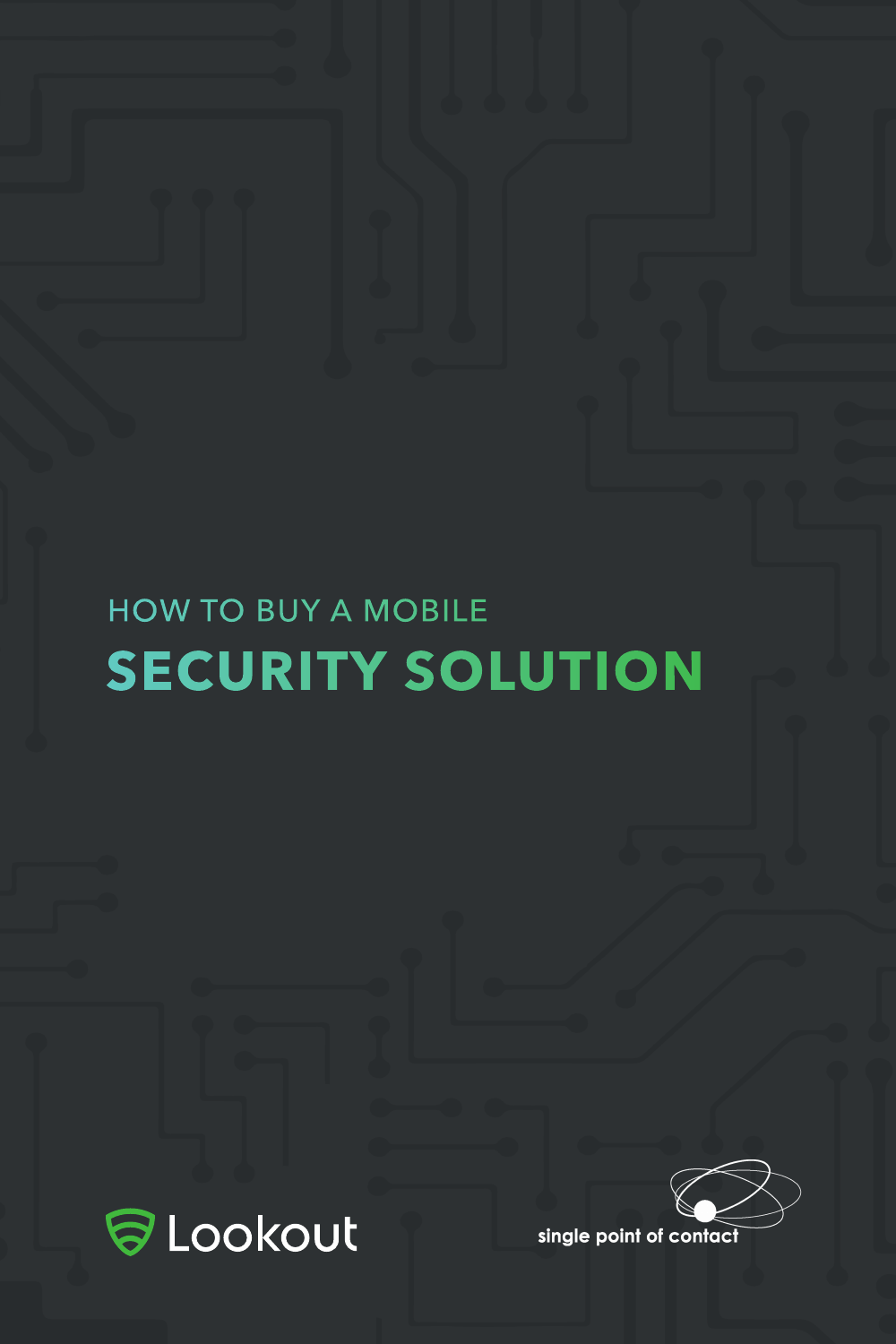HOW TO BUY A MOBILE

# SECURITY SOLUTION

Lookout

single point of contact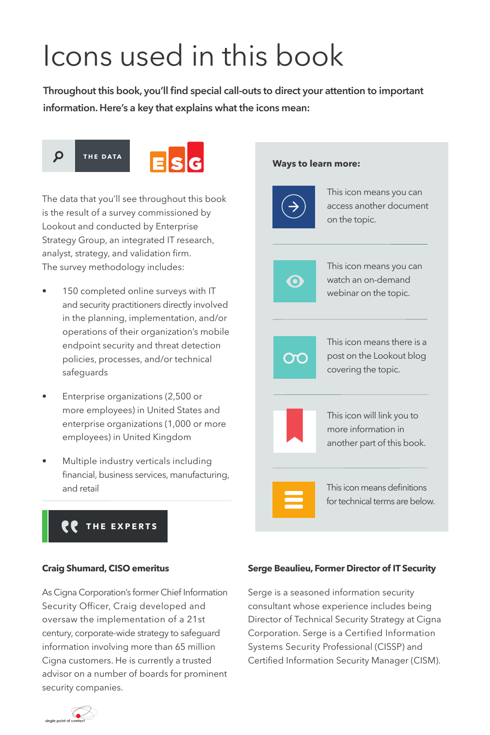# Icons used in this book

**Throughout this book, you'll find special call-outs to direct your attention to important information. Here's a key that explains what the icons mean:**

**THE DATA** ESG

The data that you'll see throughout this book is the result of a survey commissioned by Lookout and conducted by Enterprise Strategy Group, an integrated IT research, analyst, strategy, and validation firm. The survey methodology includes:

- 150 completed online surveys with IT and security practitioners directly involved in the planning, implementation, and/or operations of their organization's mobile endpoint security and threat detection policies, processes, and/or technical safeguards
- Enterprise organizations (2,500 or more employees) in United States and enterprise organizations (1,000 or more employees) in United Kingdom
- Multiple industry verticals including financial, business services, manufacturing, and retail

**Ways to learn more:**

This icon means you can access another document on the topic.

This icon means you can watch an on-demand webinar on the topic.

This icon means there is a post on the Lookout blog covering the topic.

This icon will link you to more information in another part of this book.

This icon means definitions for technical terms are below.

**THE EXPERTS**

**Craig Shumard, CISO emeritus**

As Cigna Corporation's former Chief Information Security Officer, Craig developed and oversaw the implementation of a 21st century, corporate-wide strategy to safeguard information involving more than 65 million Cigna customers. He is currently a trusted advisor on a number of boards for prominent security companies.

**Serge Beaulieu, Former Director of IT Security**

Serge is a seasoned information security consultant whose experience includes being Director of Technical Security Strategy at Cigna Corporation. Serge is a Certified Information Systems Security Professional (CISSP) and Certified Information Security Manager (CISM).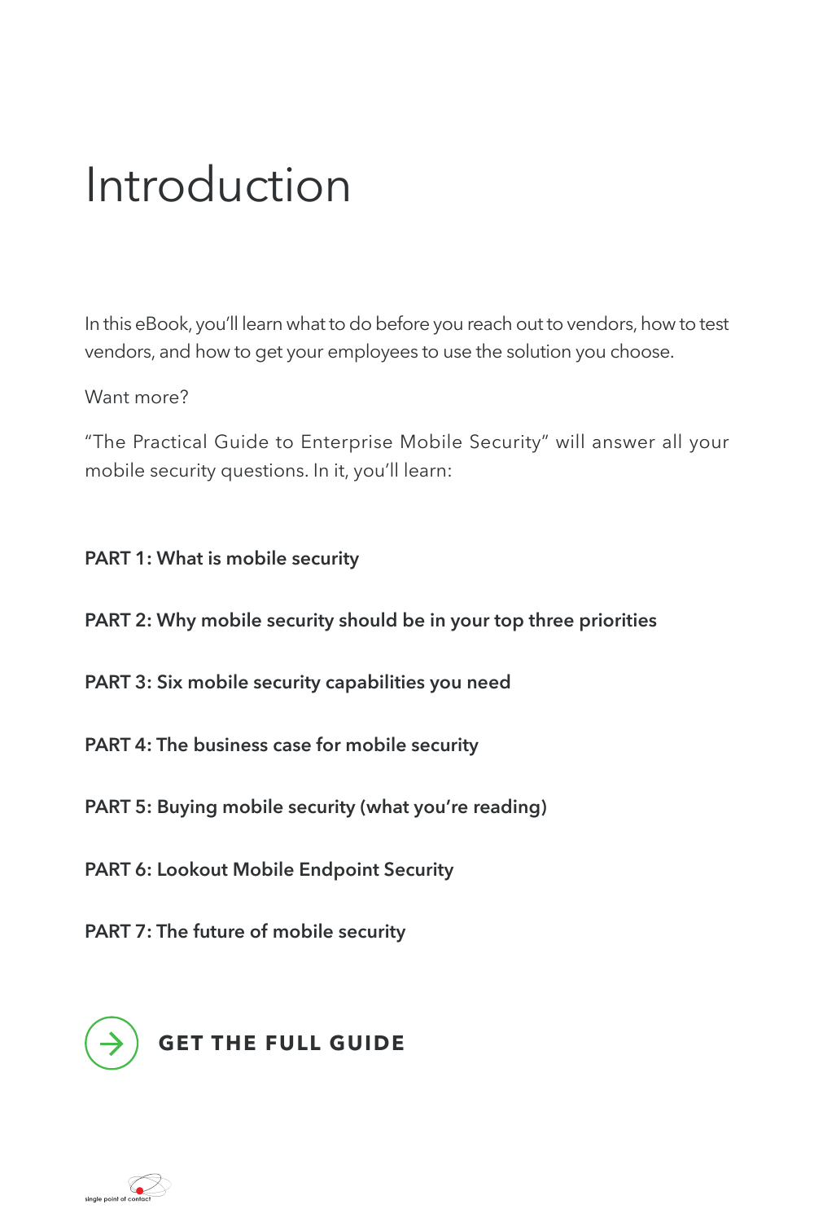# Introduction

In this eBook, you'll learn what to do before you reach out to vendors, how to test vendors, and how to get your employees to use the solution you choose.

Want more?

"The Practical Guide to Enterprise Mobile Security" will answer all your mobile security questions. In it, you'll learn:

**PART 1: What is mobile security**

**PART 2: Why mobile security should be in your top three priorities**

**PART 3: Six mobile security capabilities you need**

**PART 4: The business case for mobile security**

**PART 5: Buying mobile security (what you're reading)**

**PART 6: Lookout Mobile Endpoint Security**

**PART 7: The future of mobile security**

**GET THE FULL GUIDE**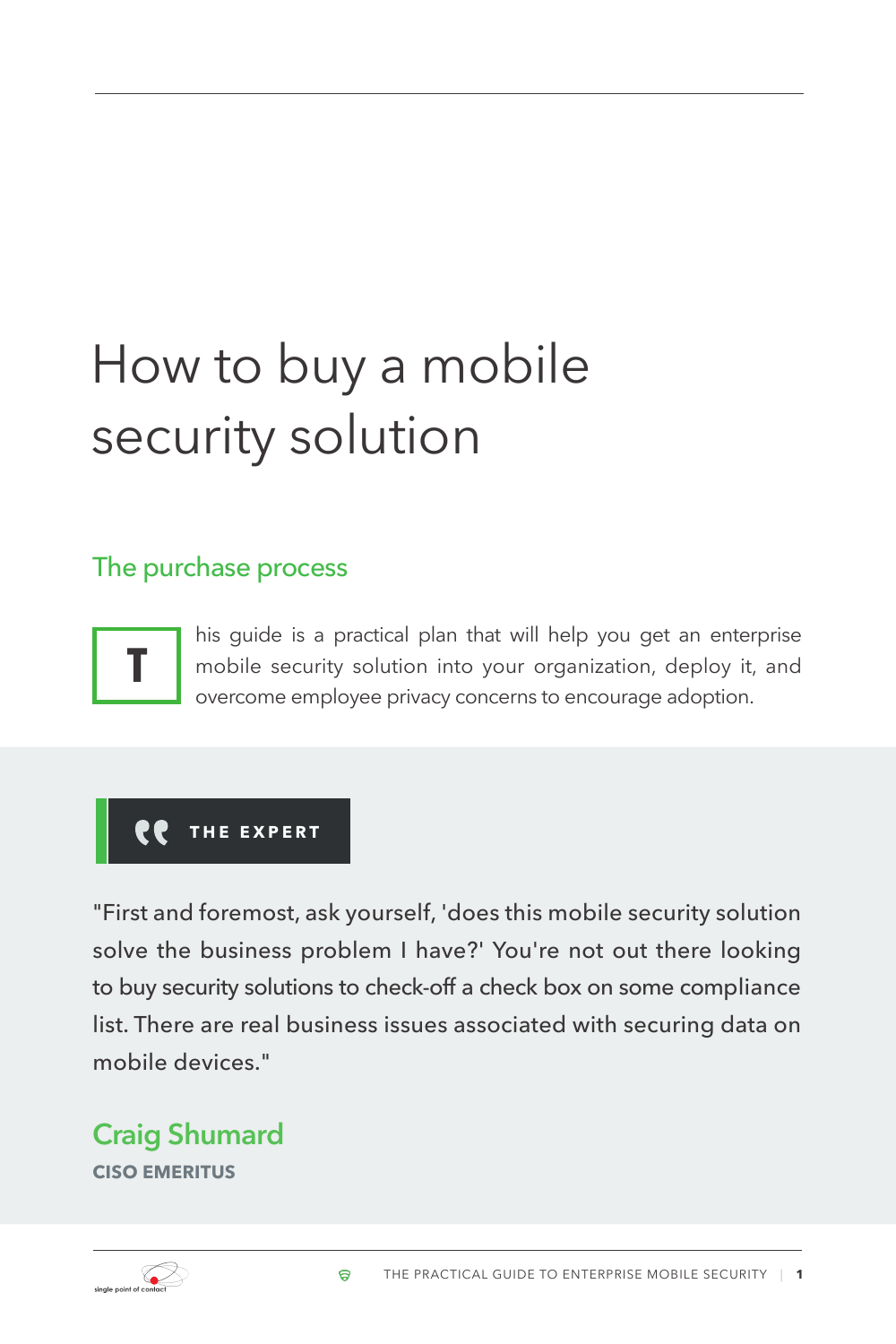# How to buy a mobile security solution

## The purchase process

This guide is a practical plan that will help you get an enterprise mobile security solution into your organization, deploy it, and overcome employee privacy concerns to encourage adoption.

**THE EXPERT**

"First and foremost, ask yourself, 'does this mobile security solution solve the business problem I have?' You're not out there looking to buy security solutions to check-off a check box on some compliance list. There are real business issues associated with securing data on mobile devices."

**Craig Shumard**
**CISO EMERITUS**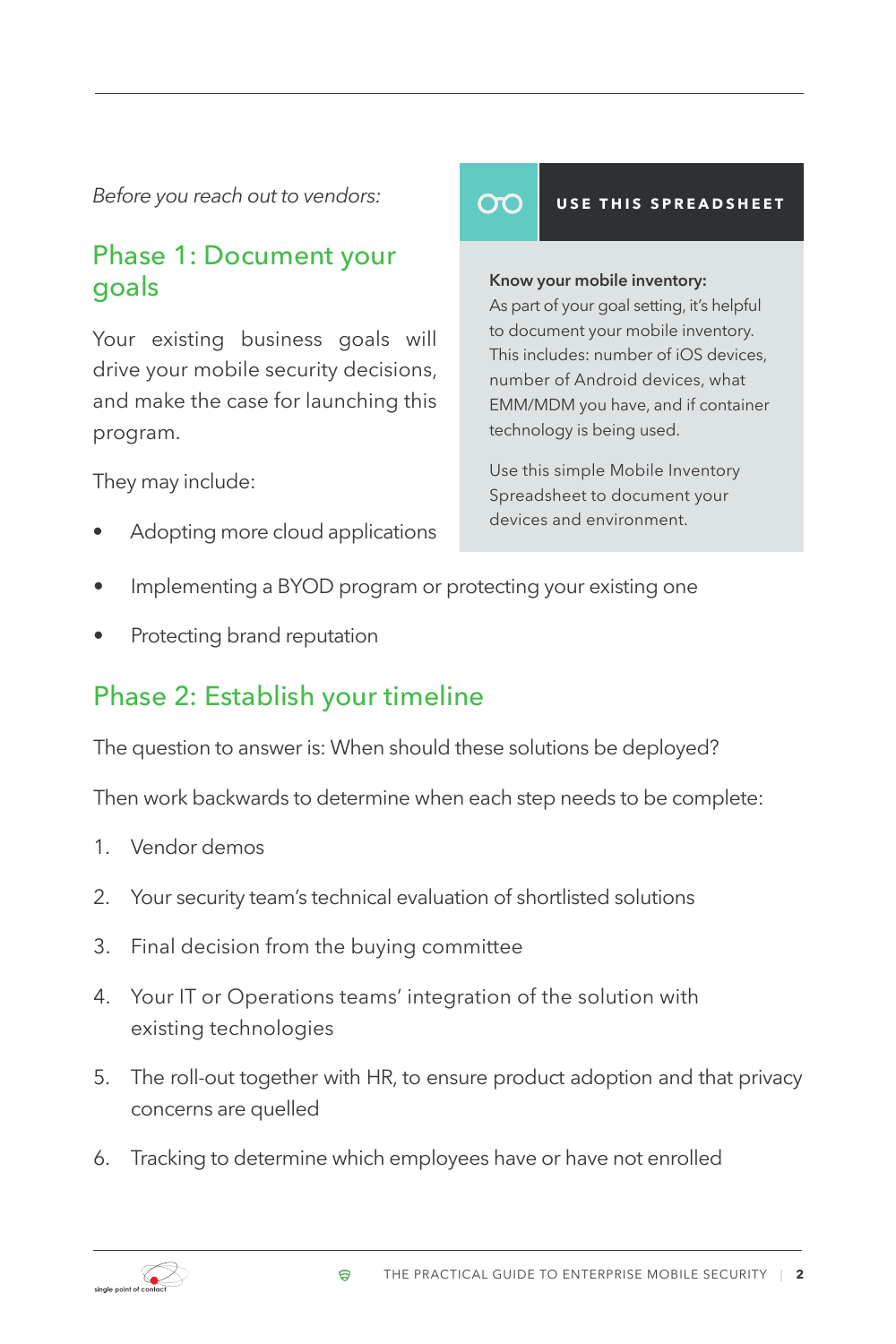*Before you reach out to vendors:*

## Phase 1: Document your goals

Your existing business goals will drive your mobile security decisions, and make the case for launching this program.

They may include:

- Adopting more cloud applications
- Implementing a BYOD program or protecting your existing one
- Protecting brand reputation

### USE THIS SPREADSHEET

**Know your mobile inventory:**
As part of your goal setting, it's helpful to document your mobile inventory. This includes: number of iOS devices, number of Android devices, what EMM/MDM you have, and if container technology is being used.

Use this simple Mobile Inventory Spreadsheet to document your devices and environment.

## Phase 2: Establish your timeline

The question to answer is: When should these solutions be deployed?

Then work backwards to determine when each step needs to be complete:

1. Vendor demos
2. Your security team's technical evaluation of shortlisted solutions
3. Final decision from the buying committee
4. Your IT or Operations teams' integration of the solution with existing technologies
5. The roll-out together with HR, to ensure product adoption and that privacy concerns are quelled
6. Tracking to determine which employees have or have not enrolled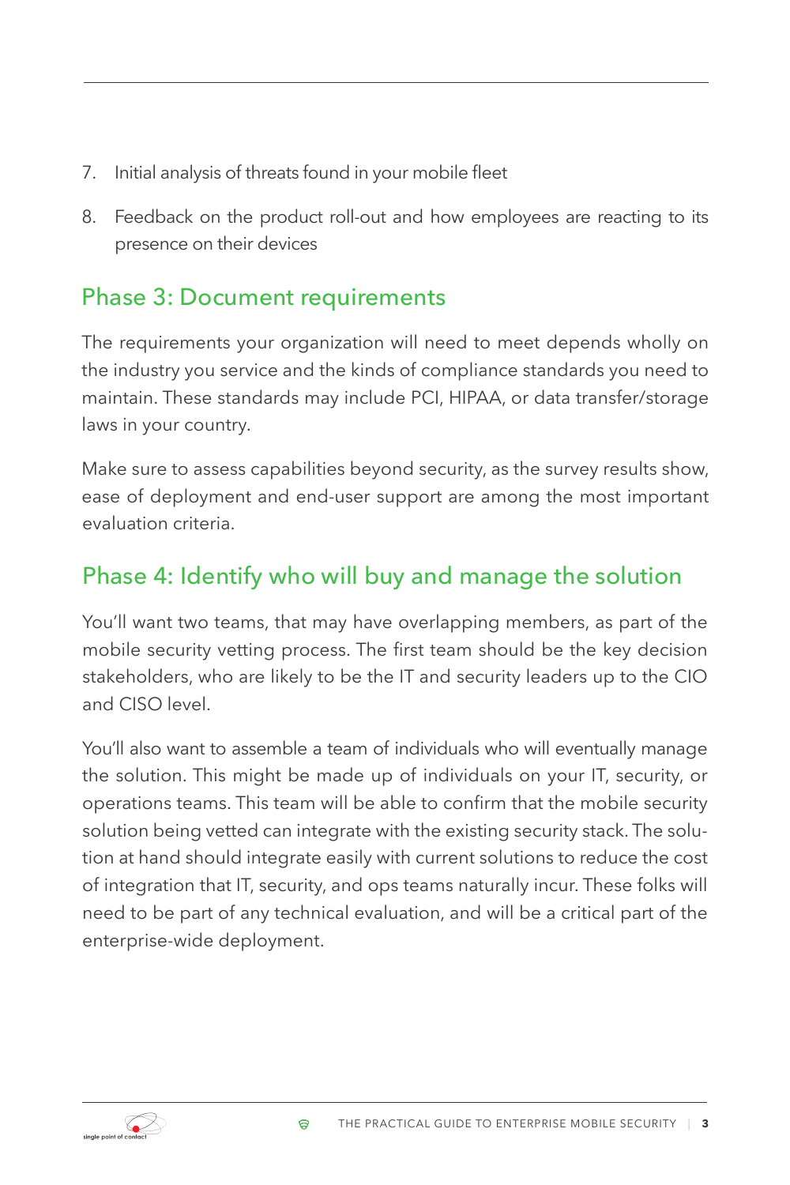7. Initial analysis of threats found in your mobile fleet
8. Feedback on the product roll-out and how employees are reacting to its presence on their devices

## Phase 3: Document requirements

The requirements your organization will need to meet depends wholly on the industry you service and the kinds of compliance standards you need to maintain. These standards may include PCI, HIPAA, or data transfer/storage laws in your country.

Make sure to assess capabilities beyond security, as the survey results show, ease of deployment and end-user support are among the most important evaluation criteria.

## Phase 4: Identify who will buy and manage the solution

You'll want two teams, that may have overlapping members, as part of the mobile security vetting process. The first team should be the key decision stakeholders, who are likely to be the IT and security leaders up to the CIO and CISO level.

You'll also want to assemble a team of individuals who will eventually manage the solution. This might be made up of individuals on your IT, security, or operations teams. This team will be able to confirm that the mobile security solution being vetted can integrate with the existing security stack. The solution at hand should integrate easily with current solutions to reduce the cost of integration that IT, security, and ops teams naturally incur. These folks will need to be part of any technical evaluation, and will be a critical part of the enterprise-wide deployment.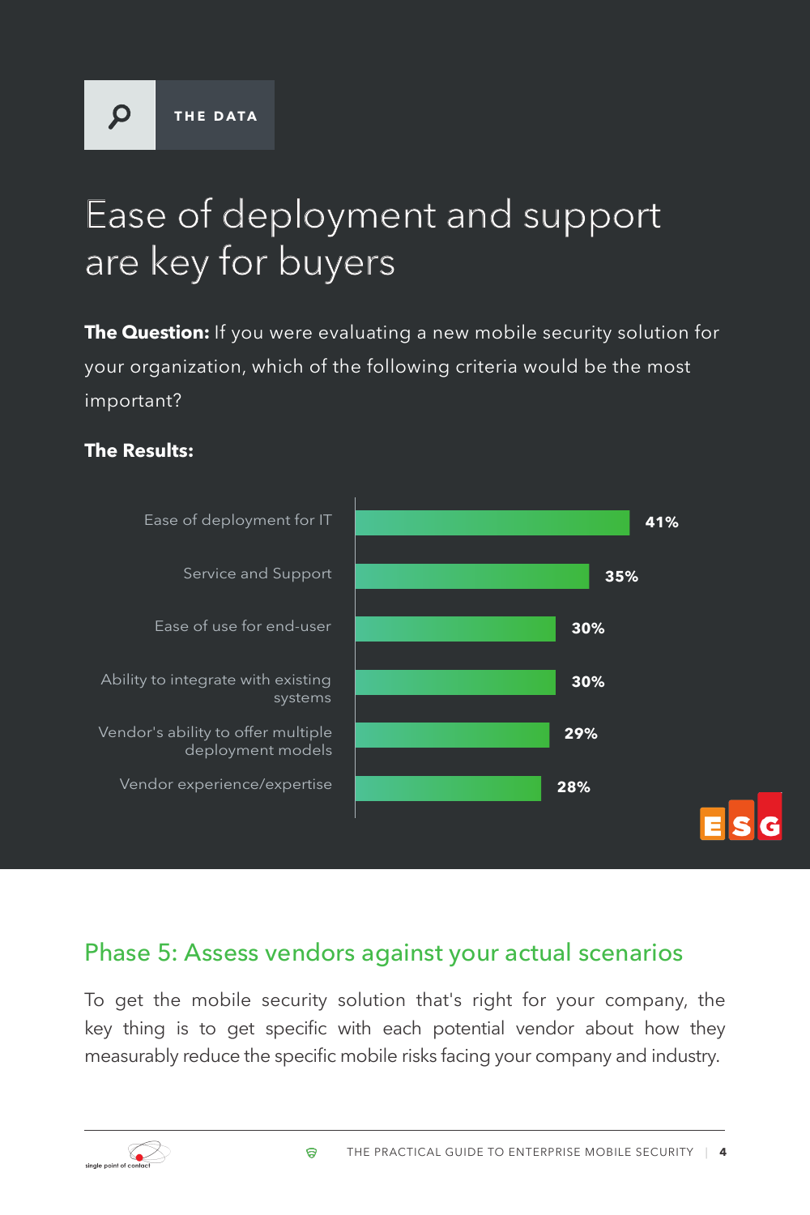THE DATA

# Ease of deployment and support are key for buyers

**The Question:** If you were evaluating a new mobile security solution for your organization, which of the following criteria would be the most important?

**The Results:**

| Criteria | Percentage |
| --- | --- |
| Ease of deployment for IT | 41% |
| Service and Support | 35% |
| Ease of use for end-user | 30% |
| Ability to integrate with existing systems | 30% |
| Vendor's ability to offer multiple deployment models | 29% |
| Vendor experience/expertise | 28% |

## Phase 5: Assess vendors against your actual scenarios

To get the mobile security solution that's right for your company, the key thing is to get specific with each potential vendor about how they measurably reduce the specific mobile risks facing your company and industry.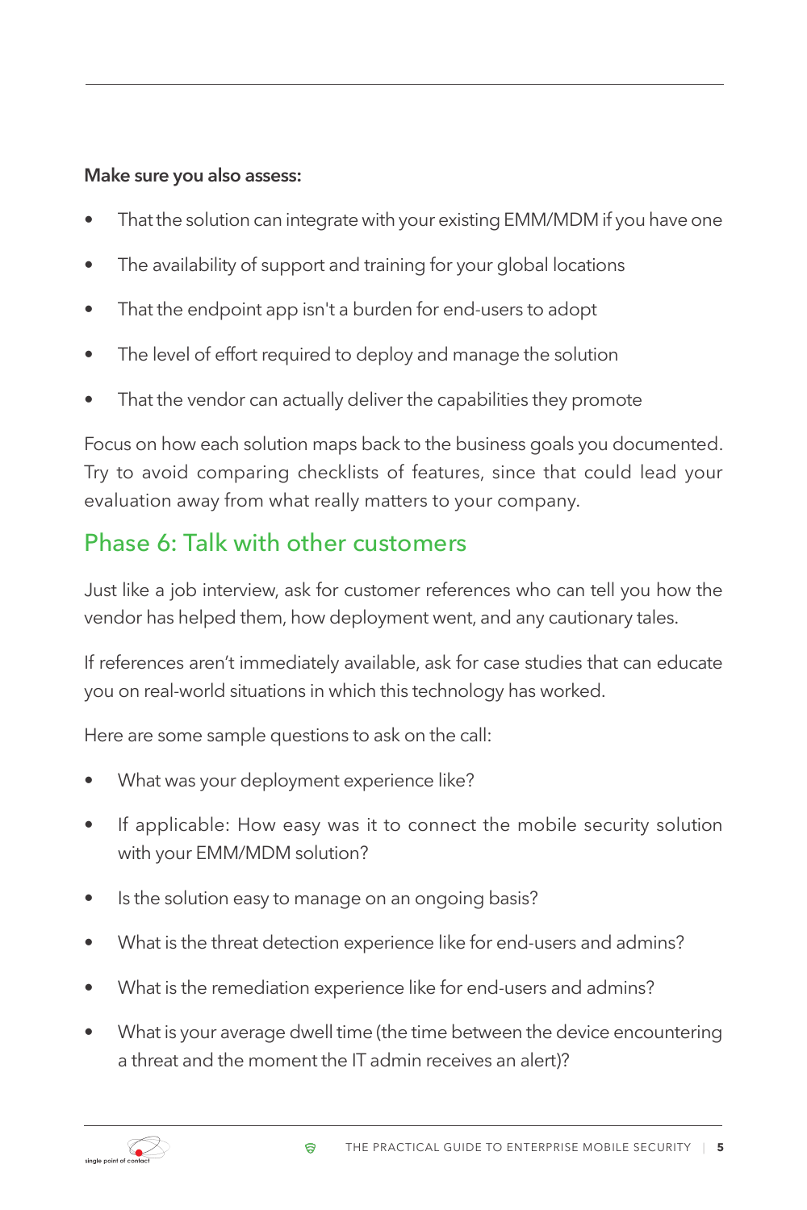**Make sure you also assess:**

- That the solution can integrate with your existing EMM/MDM if you have one
- The availability of support and training for your global locations
- That the endpoint app isn't a burden for end-users to adopt
- The level of effort required to deploy and manage the solution
- That the vendor can actually deliver the capabilities they promote

Focus on how each solution maps back to the business goals you documented. Try to avoid comparing checklists of features, since that could lead your evaluation away from what really matters to your company.

## Phase 6: Talk with other customers

Just like a job interview, ask for customer references who can tell you how the vendor has helped them, how deployment went, and any cautionary tales.

If references aren't immediately available, ask for case studies that can educate you on real-world situations in which this technology has worked.

Here are some sample questions to ask on the call:

- What was your deployment experience like?
- If applicable: How easy was it to connect the mobile security solution with your EMM/MDM solution?
- Is the solution easy to manage on an ongoing basis?
- What is the threat detection experience like for end-users and admins?
- What is the remediation experience like for end-users and admins?
- What is your average dwell time (the time between the device encountering a threat and the moment the IT admin receives an alert)?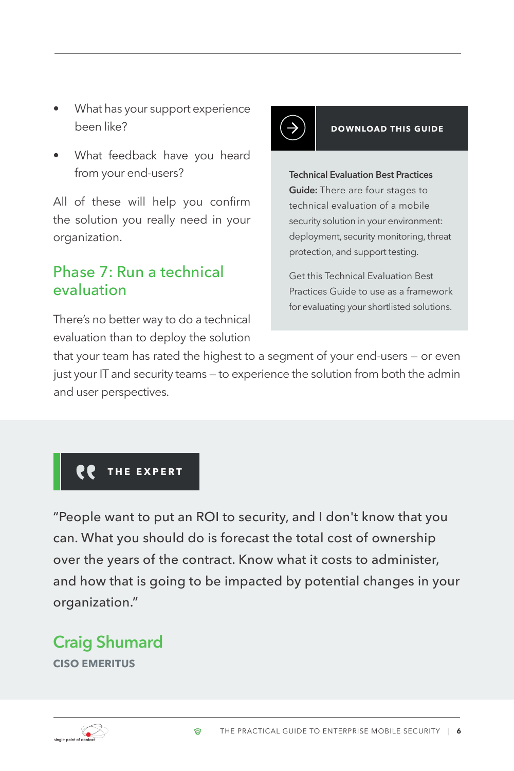- What has your support experience been like?
- What feedback have you heard from your end-users?

All of these will help you confirm the solution you really need in your organization.

## Phase 7: Run a technical evaluation

There's no better way to do a technical evaluation than to deploy the solution that your team has rated the highest to a segment of your end-users – or even just your IT and security teams – to experience the solution from both the admin and user perspectives.

**DOWNLOAD THIS GUIDE**

**Technical Evaluation Best Practices Guide:** There are four stages to technical evaluation of a mobile security solution in your environment: deployment, security monitoring, threat protection, and support testing.

Get this Technical Evaluation Best Practices Guide to use as a framework for evaluating your shortlisted solutions.

**THE EXPERT**

"People want to put an ROI to security, and I don't know that you can. What you should do is forecast the total cost of ownership over the years of the contract. Know what it costs to administer, and how that is going to be impacted by potential changes in your organization."

**Craig Shumard**

**CISO EMERITUS**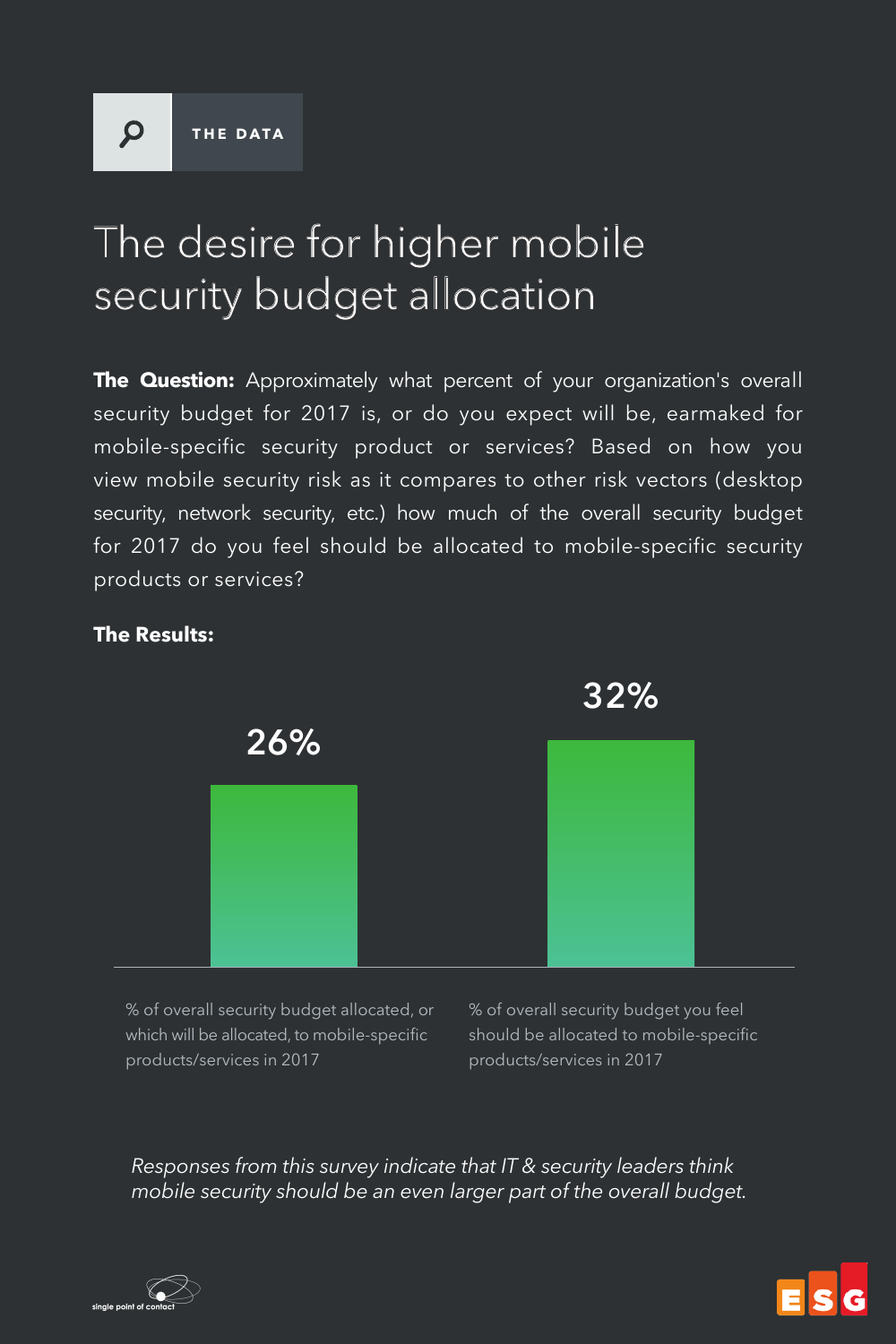THE DATA

# The desire for higher mobile security budget allocation

**The Question:** Approximately what percent of your organization's overall security budget for 2017 is, or do you expect will be, earmaked for mobile-specific security product or services? Based on how you view mobile security risk as it compares to other risk vectors (desktop security, network security, etc.) how much of the overall security budget for 2017 do you feel should be allocated to mobile-specific security products or services?

**The Results:**

| | |
|---|---|
| 26% | 32% |
| % of overall security budget allocated, or which will be allocated, to mobile-specific products/services in 2017 | % of overall security budget you feel should be allocated to mobile-specific products/services in 2017 |

*Responses from this survey indicate that IT & security leaders think mobile security should be an even larger part of the overall budget.*

single point of contact

ESG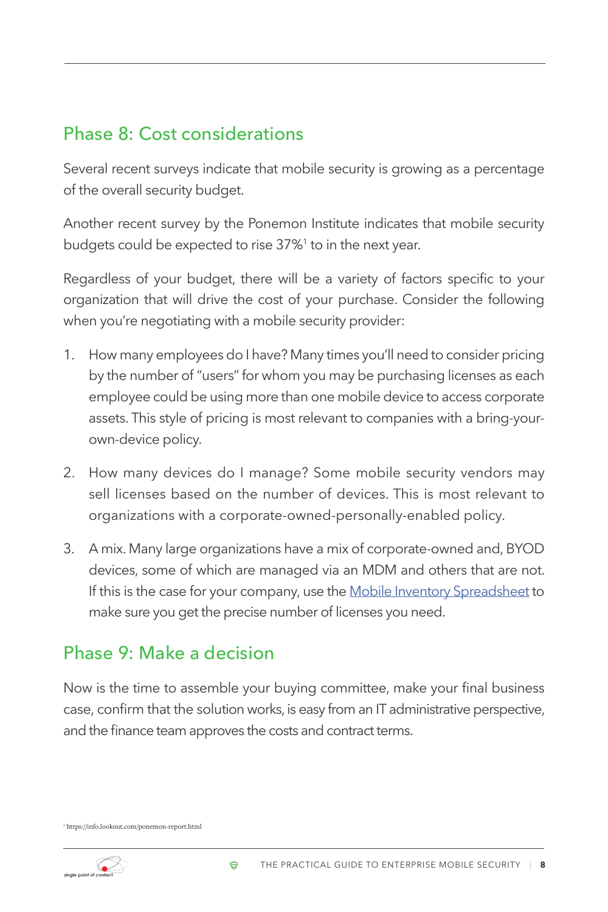## Phase 8: Cost considerations

Several recent surveys indicate that mobile security is growing as a percentage of the overall security budget.

Another recent survey by the Ponemon Institute indicates that mobile security budgets could be expected to rise 37%[1] to in the next year.

Regardless of your budget, there will be a variety of factors specific to your organization that will drive the cost of your purchase. Consider the following when you're negotiating with a mobile security provider:

1. How many employees do I have? Many times you'll need to consider pricing by the number of "users" for whom you may be purchasing licenses as each employee could be using more than one mobile device to access corporate assets. This style of pricing is most relevant to companies with a bring-your-own-device policy.
2. How many devices do I manage? Some mobile security vendors may sell licenses based on the number of devices. This is most relevant to organizations with a corporate-owned-personally-enabled policy.
3. A mix. Many large organizations have a mix of corporate-owned and, BYOD devices, some of which are managed via an MDM and others that are not. If this is the case for your company, use the Mobile Inventory Spreadsheet to make sure you get the precise number of licenses you need.

## Phase 9: Make a decision

Now is the time to assemble your buying committee, make your final business case, confirm that the solution works, is easy from an IT administrative perspective, and the finance team approves the costs and contract terms.

[1] https://info.lookout.com/ponemon-report.html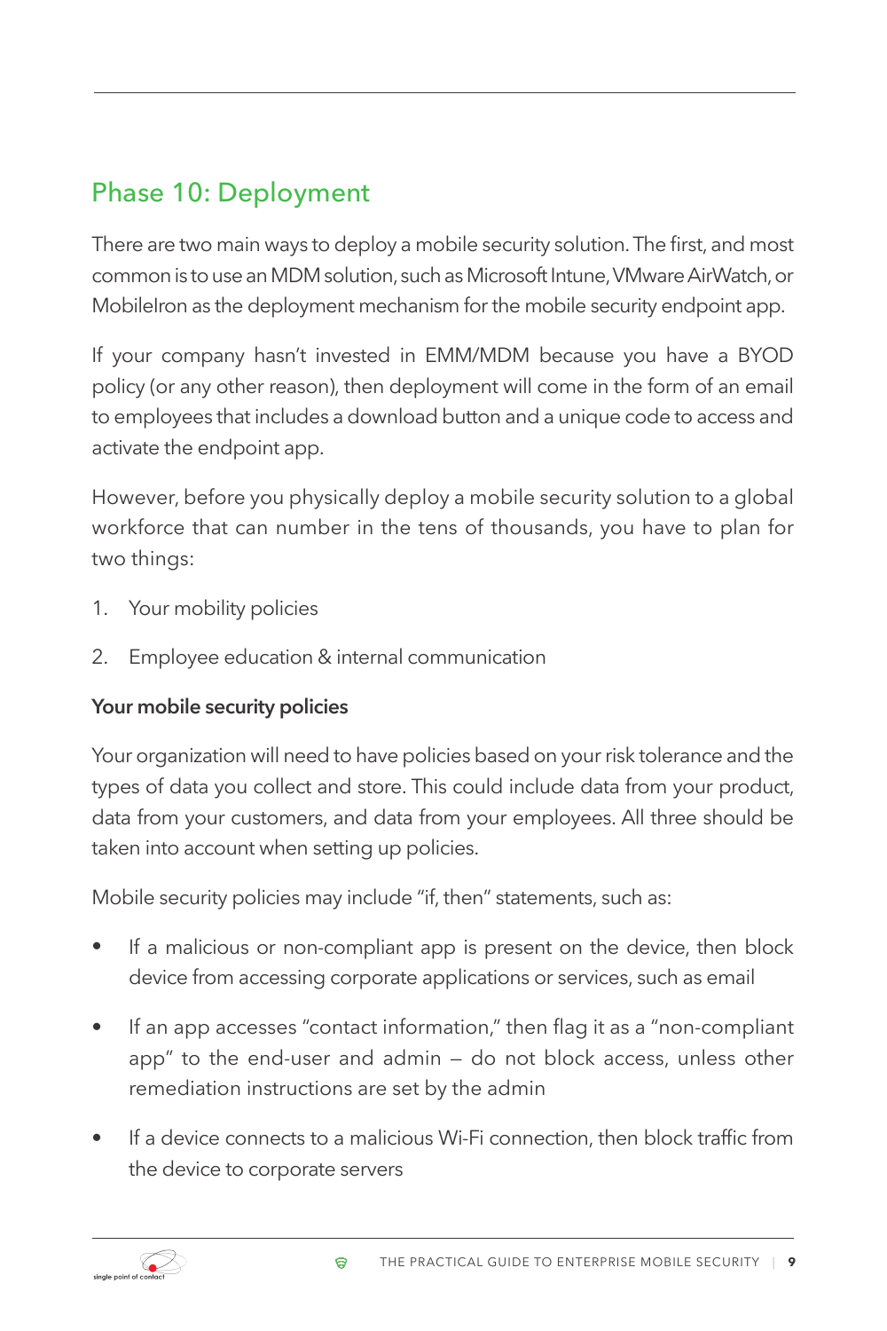## Phase 10: Deployment

There are two main ways to deploy a mobile security solution. The first, and most common is to use an MDM solution, such as Microsoft Intune, VMware AirWatch, or MobileIron as the deployment mechanism for the mobile security endpoint app.

If your company hasn't invested in EMM/MDM because you have a BYOD policy (or any other reason), then deployment will come in the form of an email to employees that includes a download button and a unique code to access and activate the endpoint app.

However, before you physically deploy a mobile security solution to a global workforce that can number in the tens of thousands, you have to plan for two things:

1. Your mobility policies
2. Employee education & internal communication

**Your mobile security policies**

Your organization will need to have policies based on your risk tolerance and the types of data you collect and store. This could include data from your product, data from your customers, and data from your employees. All three should be taken into account when setting up policies.

Mobile security policies may include "if, then" statements, such as:

- If a malicious or non-compliant app is present on the device, then block device from accessing corporate applications or services, such as email
- If an app accesses "contact information," then flag it as a "non-compliant app" to the end-user and admin – do not block access, unless other remediation instructions are set by the admin
- If a device connects to a malicious Wi-Fi connection, then block traffic from the device to corporate servers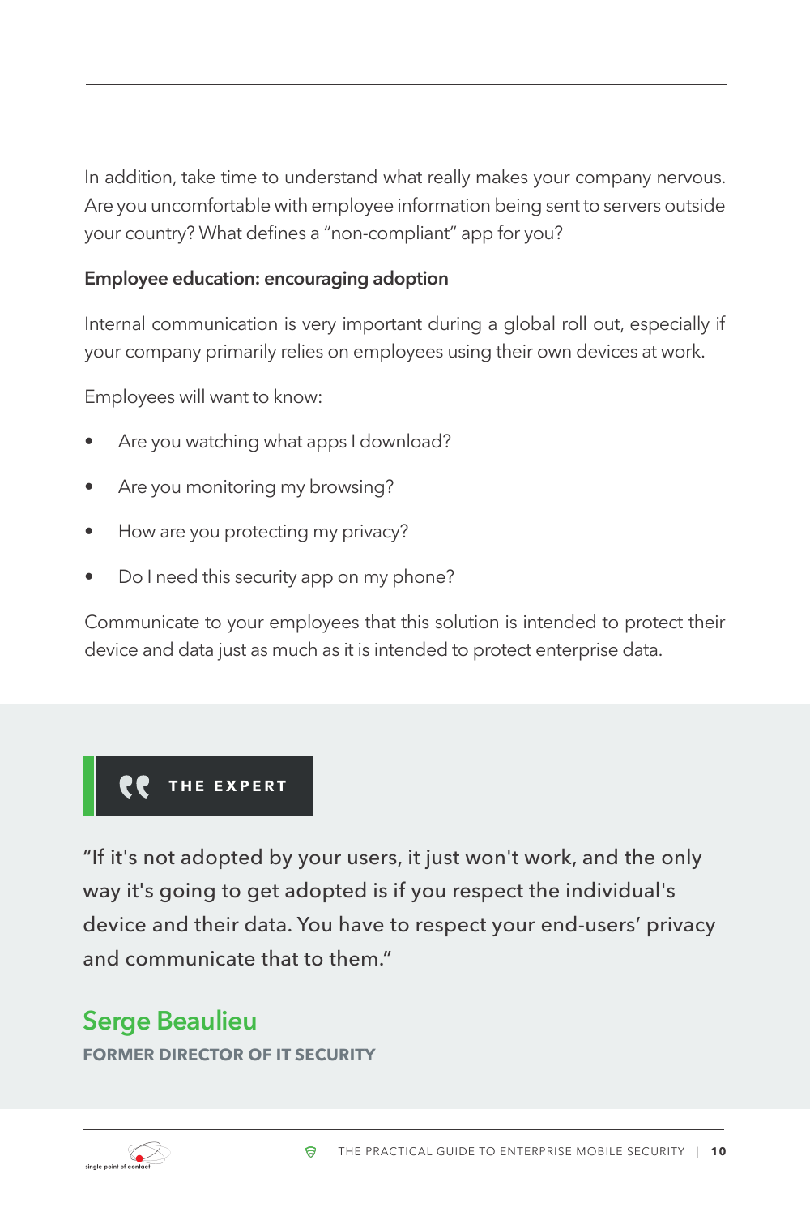In addition, take time to understand what really makes your company nervous. Are you uncomfortable with employee information being sent to servers outside your country? What defines a "non-compliant" app for you?

**Employee education: encouraging adoption**

Internal communication is very important during a global roll out, especially if your company primarily relies on employees using their own devices at work.

Employees will want to know:

- Are you watching what apps I download?
- Are you monitoring my browsing?
- How are you protecting my privacy?
- Do I need this security app on my phone?

Communicate to your employees that this solution is intended to protect their device and data just as much as it is intended to protect enterprise data.

**THE EXPERT**

"If it's not adopted by your users, it just won't work, and the only way it's going to get adopted is if you respect the individual's device and their data. You have to respect your end-users' privacy and communicate that to them."

**Serge Beaulieu**

**FORMER DIRECTOR OF IT SECURITY**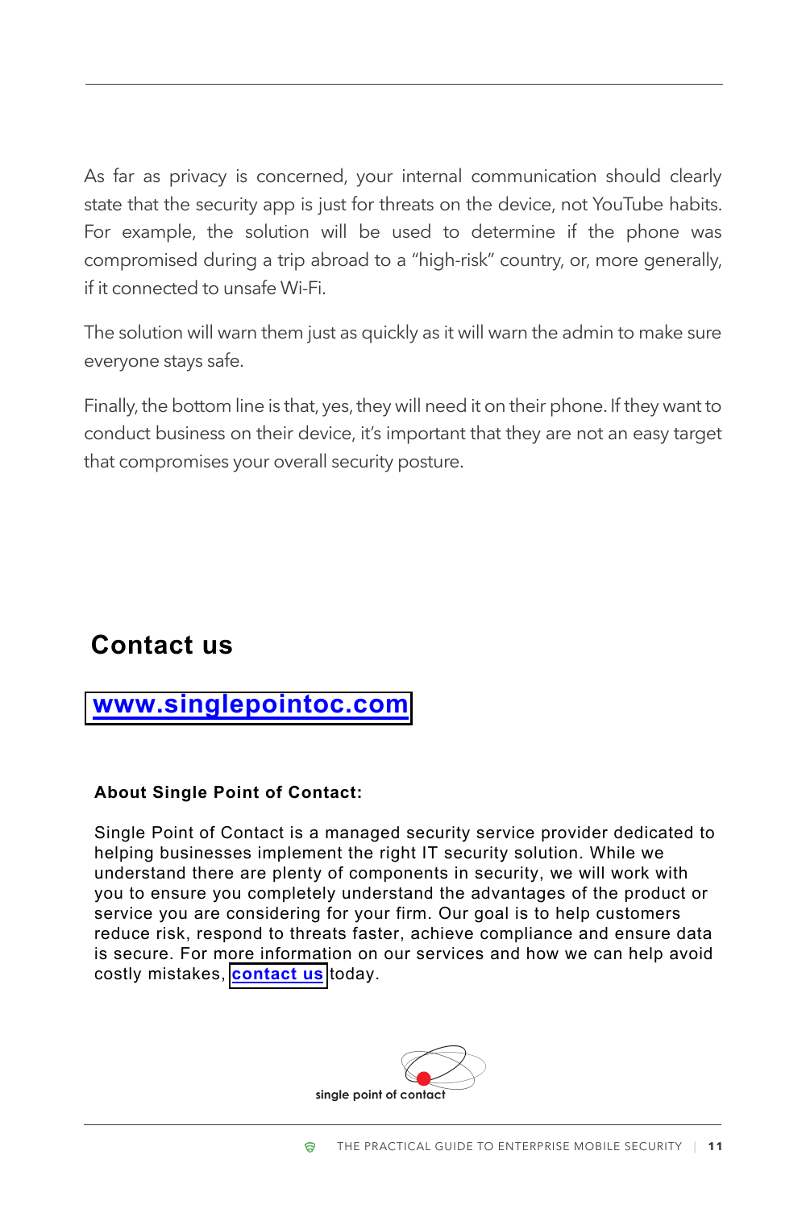As far as privacy is concerned, your internal communication should clearly state that the security app is just for threats on the device, not YouTube habits. For example, the solution will be used to determine if the phone was compromised during a trip abroad to a "high-risk" country, or, more generally, if it connected to unsafe Wi-Fi.

The solution will warn them just as quickly as it will warn the admin to make sure everyone stays safe.

Finally, the bottom line is that, yes, they will need it on their phone. If they want to conduct business on their device, it's important that they are not an easy target that compromises your overall security posture.

## Contact us

**www.singlepointoc.com**

**About Single Point of Contact:**

Single Point of Contact is a managed security service provider dedicated to helping businesses implement the right IT security solution. While we understand there are plenty of components in security, we will work with you to ensure you completely understand the advantages of the product or service you are considering for your firm. Our goal is to help customers reduce risk, respond to threats faster, achieve compliance and ensure data is secure. For more information on our services and how we can help avoid costly mistakes, **contact us** today.

single point of contact